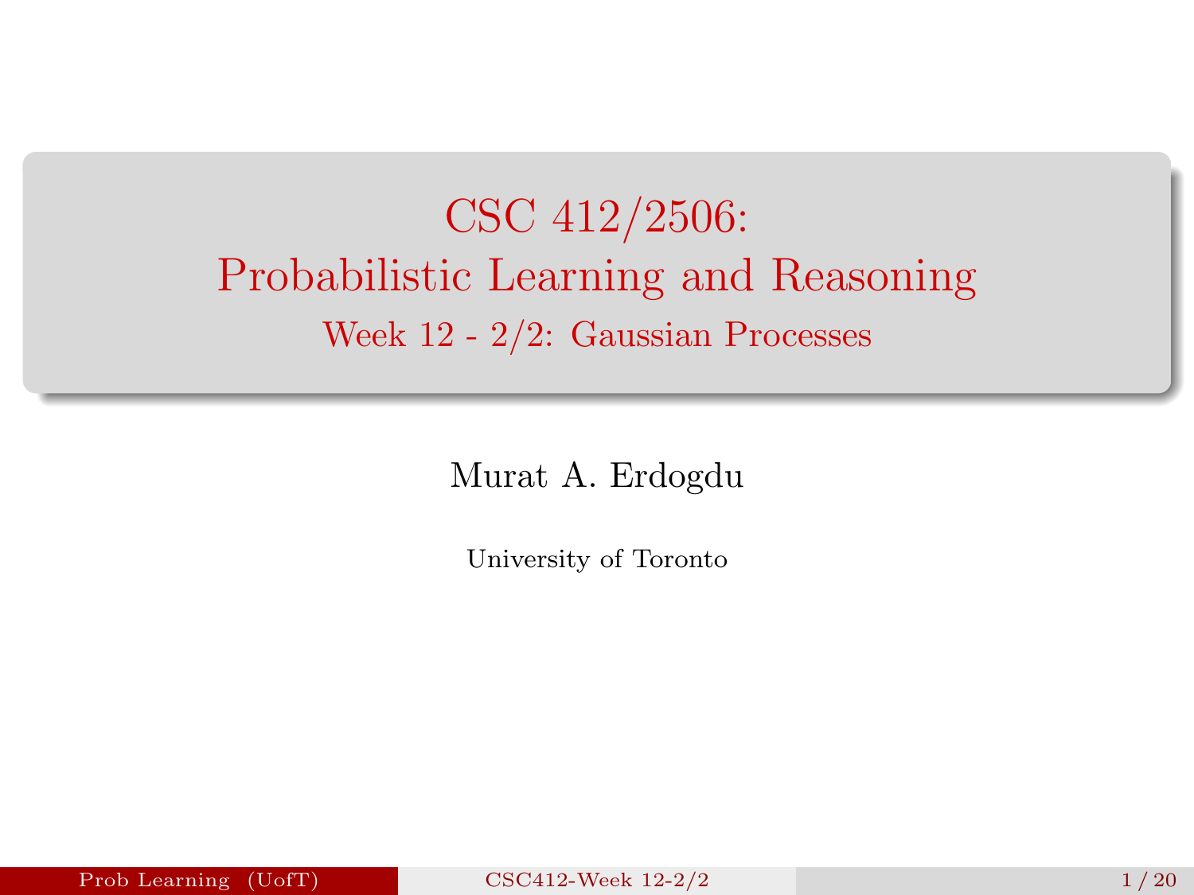# CSC 412/2506: Probabilistic Learning and Reasoning

## Week 12 - 2/2: Gaussian Processes

Murat A. Erdogdu

University of Toronto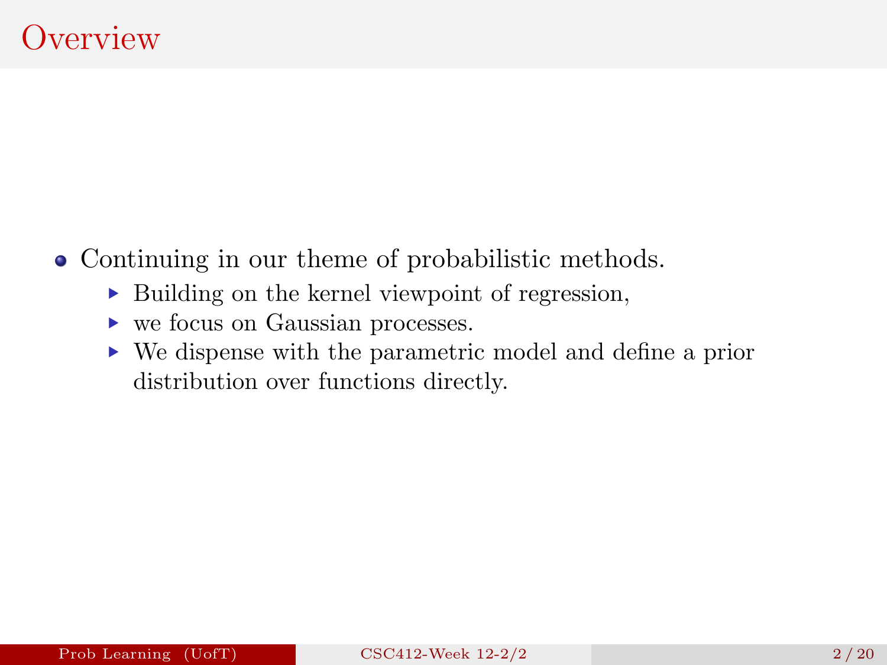# Overview

- Continuing in our theme of probabilistic methods.
  - Building on the kernel viewpoint of regression,
  - we focus on Gaussian processes.
  - We dispense with the parametric model and define a prior distribution over functions directly.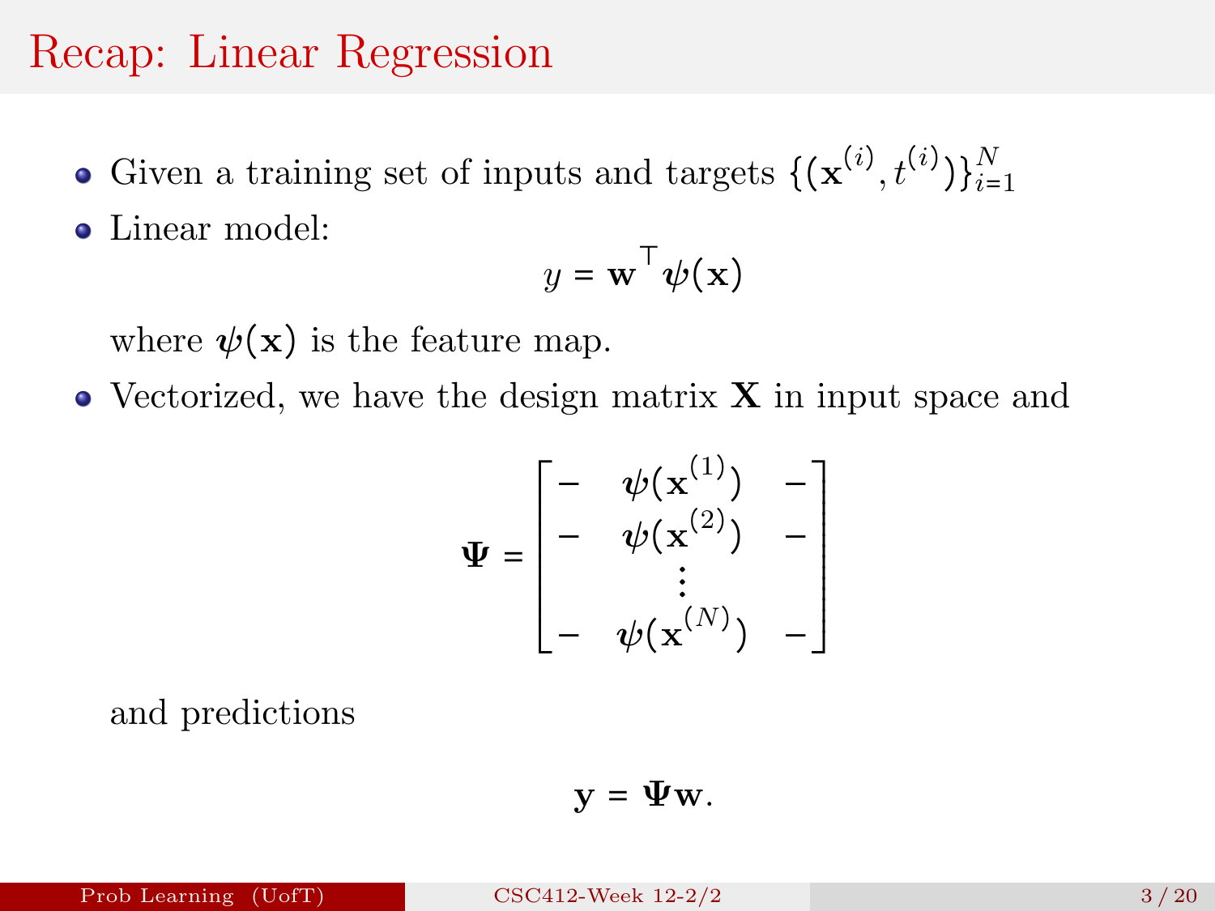# Recap: Linear Regression

- Given a training set of inputs and targets $\{(\mathbf{x}^{(i)}, t^{(i)})\}_{i=1}^{N}$
- Linear model:

$$y = \mathbf{w}^{\top} \boldsymbol{\psi}(\mathbf{x})$$

  where $\boldsymbol{\psi}(\mathbf{x})$ is the feature map.

- Vectorized, we have the design matrix $\mathbf{X}$ in input space and

$$\boldsymbol{\Psi} = \begin{bmatrix} - & \boldsymbol{\psi}(\mathbf{x}^{(1)}) & - \\ - & \boldsymbol{\psi}(\mathbf{x}^{(2)}) & - \\ & \vdots & \\ - & \boldsymbol{\psi}(\mathbf{x}^{(N)}) & - \end{bmatrix}$$

  and predictions

$$\mathbf{y} = \boldsymbol{\Psi} \mathbf{w}.$$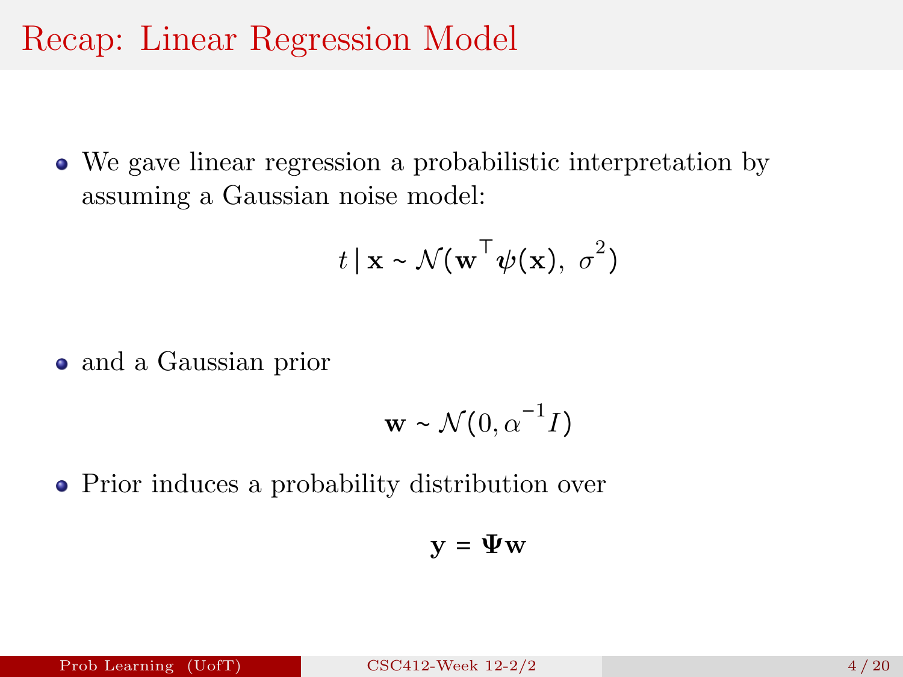# Recap: Linear Regression Model

- We gave linear regression a probabilistic interpretation by assuming a Gaussian noise model:

$$t \mid \mathbf{x} \sim \mathcal{N}(\mathbf{w}^\top \boldsymbol{\psi}(\mathbf{x}),\ \sigma^2)$$

- and a Gaussian prior

$$\mathbf{w} \sim \mathcal{N}(0, \alpha^{-1} I)$$

- Prior induces a probability distribution over

$$\mathbf{y} = \mathbf{\Psi}\mathbf{w}$$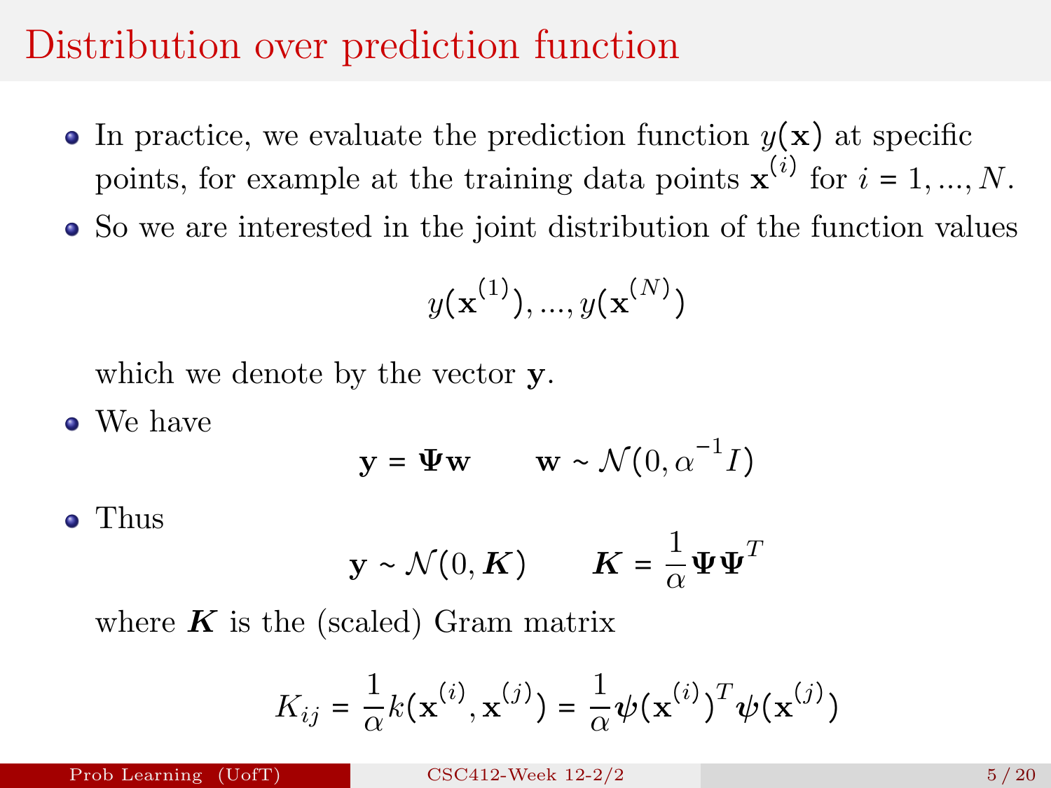# Distribution over prediction function

- In practice, we evaluate the prediction function $y(\mathbf{x})$ at specific points, for example at the training data points $\mathbf{x}^{(i)}$ for $i = 1, ..., N$.
- So we are interested in the joint distribution of the function values

$$y(\mathbf{x}^{(1)}), ..., y(\mathbf{x}^{(N)})$$

  which we denote by the vector $\mathbf{y}$.

- We have

$$\mathbf{y} = \boldsymbol{\Psi}\mathbf{w} \qquad \mathbf{w} \sim \mathcal{N}(0, \alpha^{-1} I)$$

- Thus

$$\mathbf{y} \sim \mathcal{N}(0, \boldsymbol{K}) \qquad \boldsymbol{K} = \frac{1}{\alpha}\boldsymbol{\Psi}\boldsymbol{\Psi}^T$$

  where $\boldsymbol{K}$ is the (scaled) Gram matrix

$$K_{ij} = \frac{1}{\alpha}k(\mathbf{x}^{(i)}, \mathbf{x}^{(j)}) = \frac{1}{\alpha}\boldsymbol{\psi}(\mathbf{x}^{(i)})^T\boldsymbol{\psi}(\mathbf{x}^{(j)})$$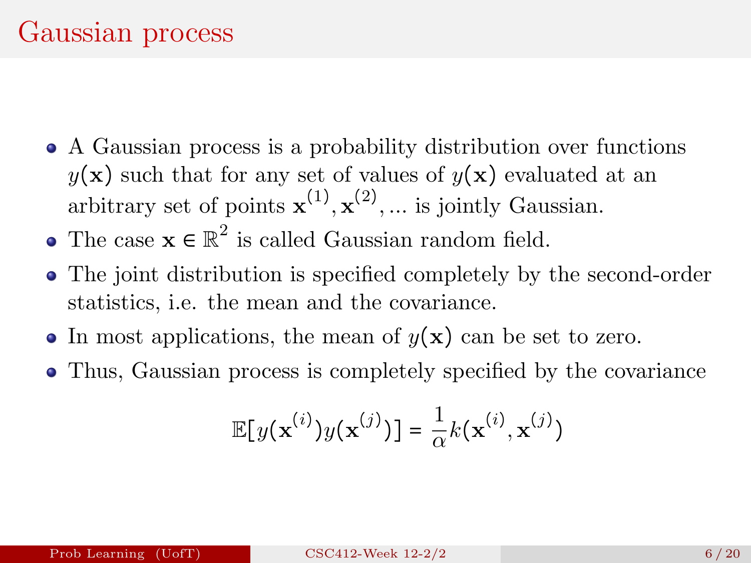# Gaussian process

- A Gaussian process is a probability distribution over functions $y(\mathbf{x})$ such that for any set of values of $y(\mathbf{x})$ evaluated at an arbitrary set of points $\mathbf{x}^{(1)}, \mathbf{x}^{(2)}, \ldots$ is jointly Gaussian.
- The case $\mathbf{x} \in \mathbb{R}^2$ is called Gaussian random field.
- The joint distribution is specified completely by the second-order statistics, i.e. the mean and the covariance.
- In most applications, the mean of $y(\mathbf{x})$ can be set to zero.
- Thus, Gaussian process is completely specified by the covariance

$$\mathbb{E}[y(\mathbf{x}^{(i)})y(\mathbf{x}^{(j)})] = \frac{1}{\alpha}k(\mathbf{x}^{(i)}, \mathbf{x}^{(j)})$$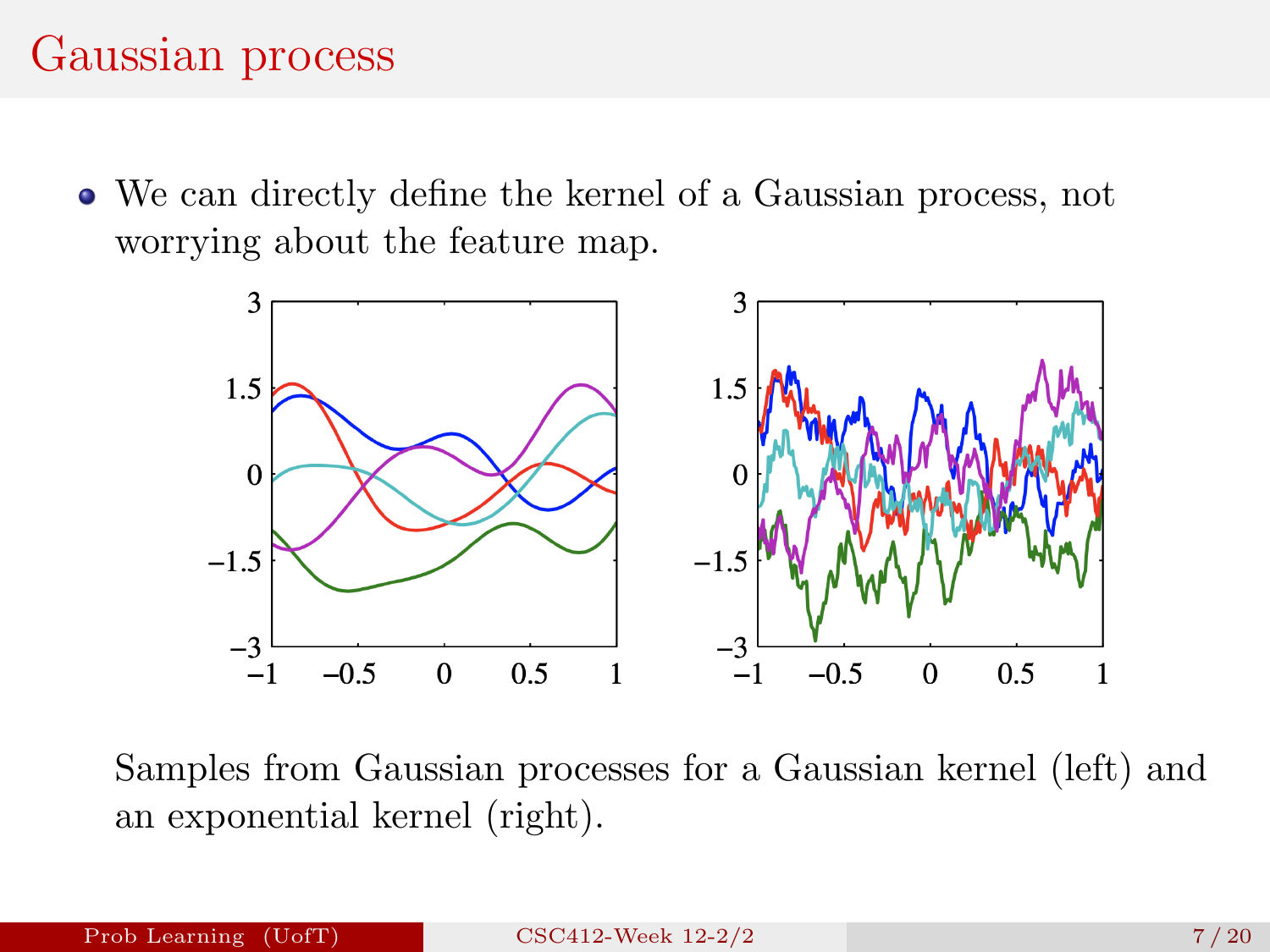# Gaussian process

- We can directly define the kernel of a Gaussian process, not worrying about the feature map.

Samples from Gaussian processes for a Gaussian kernel (left) and an exponential kernel (right).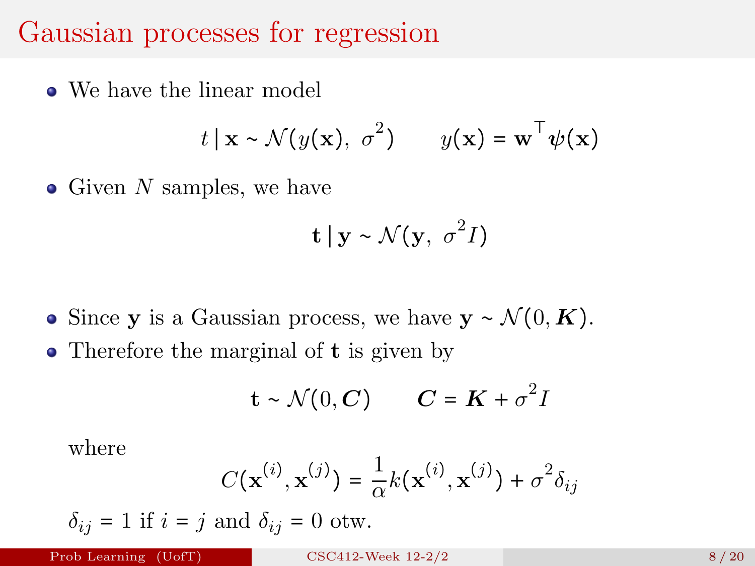# Gaussian processes for regression

- We have the linear model

$$t \mid \mathbf{x} \sim \mathcal{N}(y(\mathbf{x}),\ \sigma^2) \qquad y(\mathbf{x}) = \mathbf{w}^\top \boldsymbol{\psi}(\mathbf{x})$$

- Given $N$ samples, we have

$$\mathbf{t} \mid \mathbf{y} \sim \mathcal{N}(\mathbf{y},\ \sigma^2 I)$$

- Since $\mathbf{y}$ is a Gaussian process, we have $\mathbf{y} \sim \mathcal{N}(0, \boldsymbol{K})$.
- Therefore the marginal of $\mathbf{t}$ is given by

$$\mathbf{t} \sim \mathcal{N}(0, \boldsymbol{C}) \qquad \boldsymbol{C} = \boldsymbol{K} + \sigma^2 I$$

  where

$$C(\mathbf{x}^{(i)}, \mathbf{x}^{(j)}) = \frac{1}{\alpha} k(\mathbf{x}^{(i)}, \mathbf{x}^{(j)}) + \sigma^2 \delta_{ij}$$

  $\delta_{ij} = 1$ if $i = j$ and $\delta_{ij} = 0$ otw.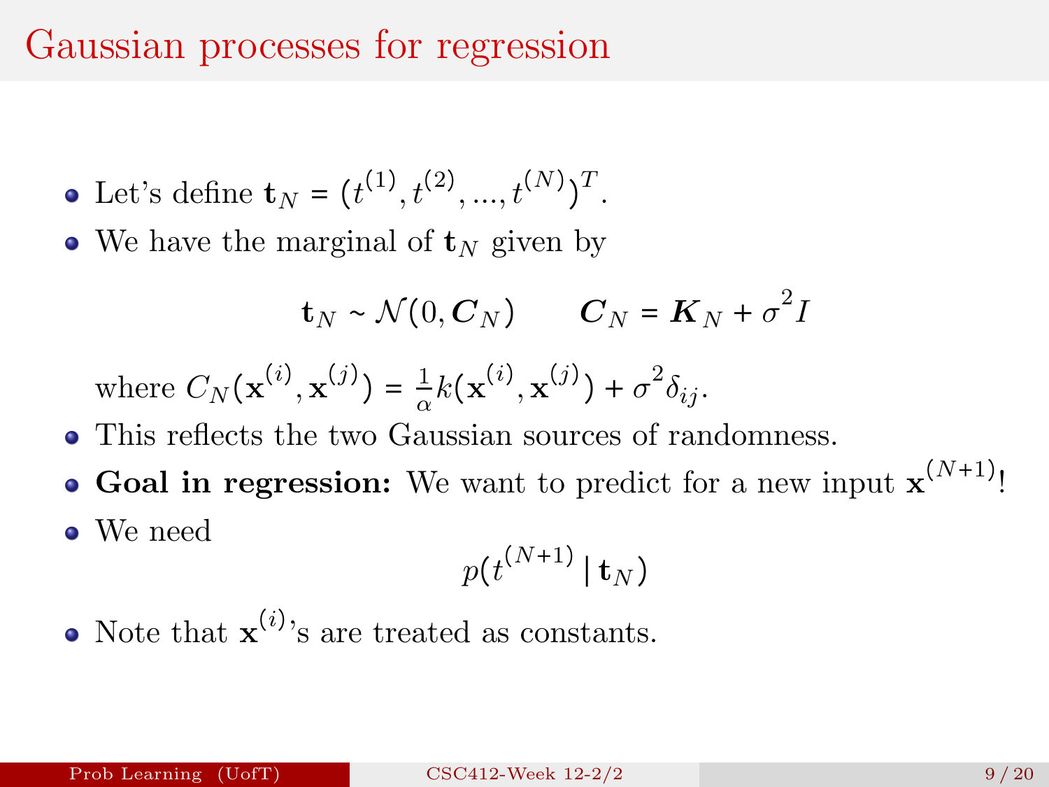# Gaussian processes for regression

- Let's define $\mathbf{t}_N = (t^{(1)}, t^{(2)}, ..., t^{(N)})^T$.
- We have the marginal of $\mathbf{t}_N$ given by

$$\mathbf{t}_N \sim \mathcal{N}(0, \boldsymbol{C}_N) \qquad \boldsymbol{C}_N = \boldsymbol{K}_N + \sigma^2 I$$

  where $C_N(\mathbf{x}^{(i)}, \mathbf{x}^{(j)}) = \frac{1}{\alpha} k(\mathbf{x}^{(i)}, \mathbf{x}^{(j)}) + \sigma^2 \delta_{ij}$.
- This reflects the two Gaussian sources of randomness.
- **Goal in regression:** We want to predict for a new input $\mathbf{x}^{(N+1)}$!
- We need

$$p(t^{(N+1)} \mid \mathbf{t}_N)$$

- Note that $\mathbf{x}^{(i)}$'s are treated as constants.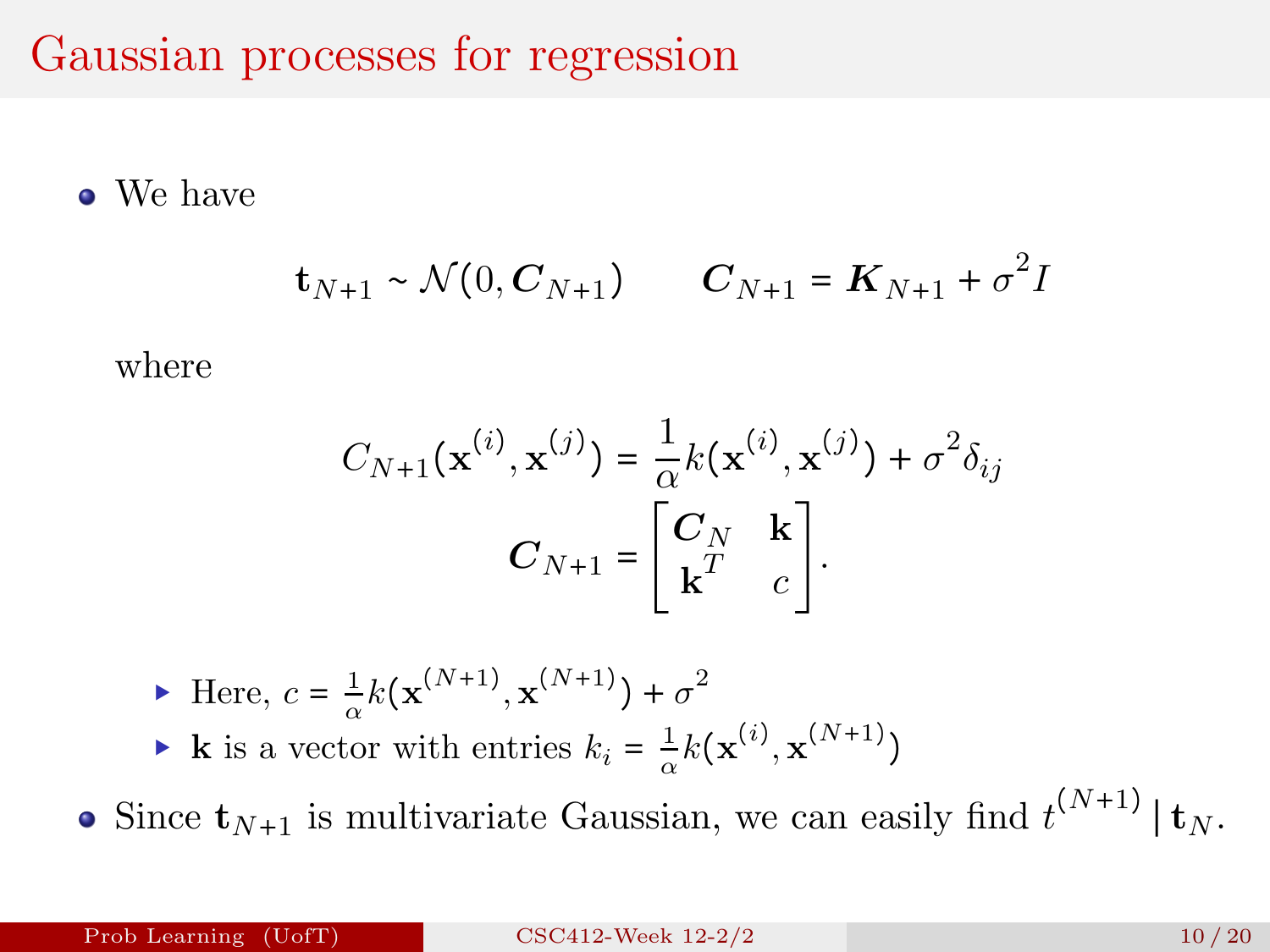# Gaussian processes for regression

- We have

$$\mathbf{t}_{N+1} \sim \mathcal{N}(0, \boldsymbol{C}_{N+1}) \qquad \boldsymbol{C}_{N+1} = \boldsymbol{K}_{N+1} + \sigma^2 I$$

where

$$C_{N+1}(\mathbf{x}^{(i)}, \mathbf{x}^{(j)}) = \frac{1}{\alpha} k(\mathbf{x}^{(i)}, \mathbf{x}^{(j)}) + \sigma^2 \delta_{ij}$$

$$\boldsymbol{C}_{N+1} = \begin{bmatrix} \boldsymbol{C}_N & \mathbf{k} \\ \mathbf{k}^T & c \end{bmatrix}.$$

  - Here, $c = \frac{1}{\alpha} k(\mathbf{x}^{(N+1)}, \mathbf{x}^{(N+1)}) + \sigma^2$
  - $\mathbf{k}$ is a vector with entries $k_i = \frac{1}{\alpha} k(\mathbf{x}^{(i)}, \mathbf{x}^{(N+1)})$

- Since $\mathbf{t}_{N+1}$ is multivariate Gaussian, we can easily find $t^{(N+1)} \mid \mathbf{t}_N$.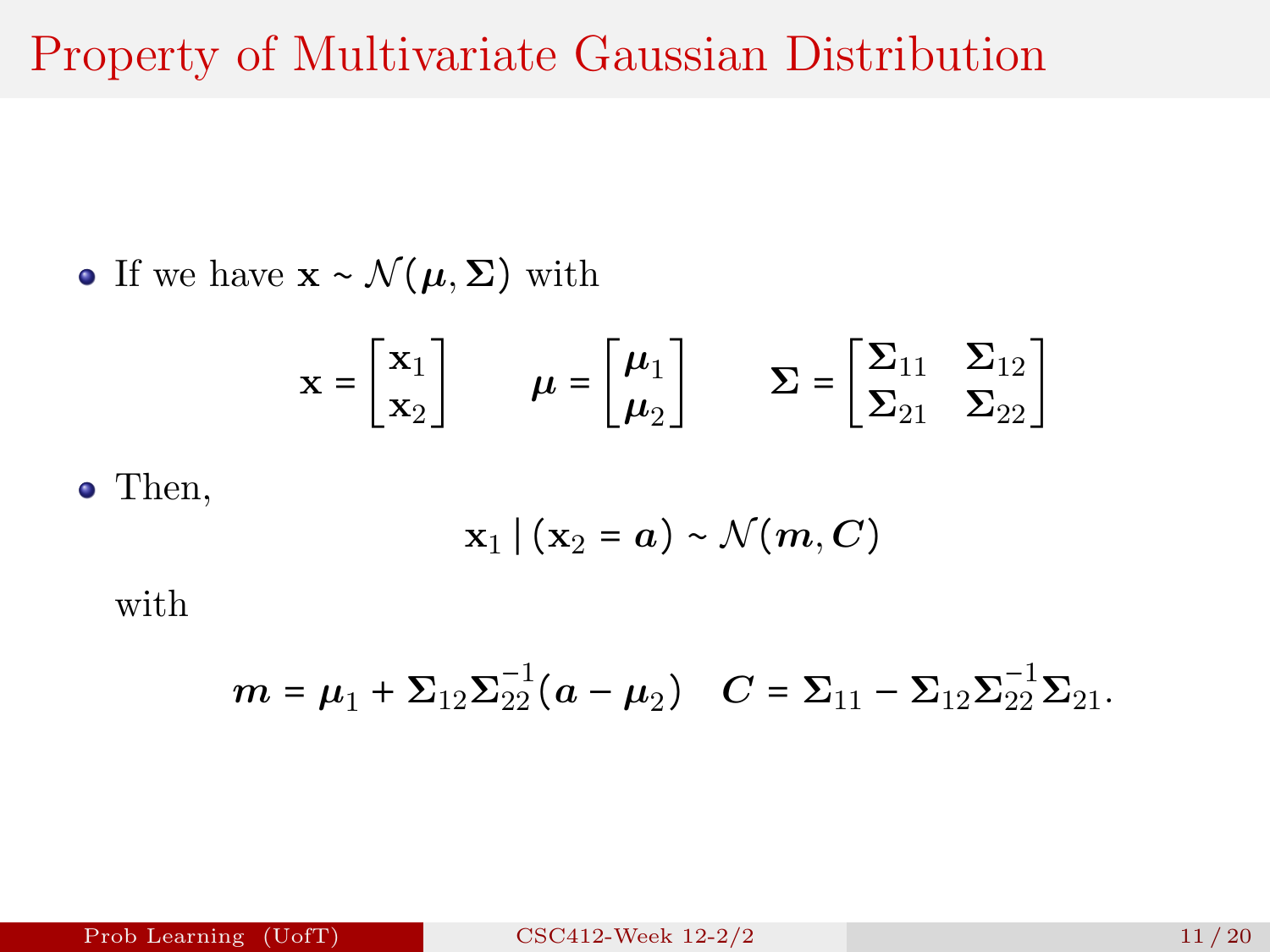# Property of Multivariate Gaussian Distribution

- If we have $\mathbf{x} \sim \mathcal{N}(\boldsymbol{\mu}, \boldsymbol{\Sigma})$ with

$$\mathbf{x} = \begin{bmatrix} \mathbf{x}_1 \\ \mathbf{x}_2 \end{bmatrix} \qquad \boldsymbol{\mu} = \begin{bmatrix} \boldsymbol{\mu}_1 \\ \boldsymbol{\mu}_2 \end{bmatrix} \qquad \boldsymbol{\Sigma} = \begin{bmatrix} \boldsymbol{\Sigma}_{11} & \boldsymbol{\Sigma}_{12} \\ \boldsymbol{\Sigma}_{21} & \boldsymbol{\Sigma}_{22} \end{bmatrix}$$

- Then,

$$\mathbf{x}_1 \,|\, (\mathbf{x}_2 = \boldsymbol{a}) \sim \mathcal{N}(\boldsymbol{m}, \boldsymbol{C})$$

with

$$\boldsymbol{m} = \boldsymbol{\mu}_1 + \boldsymbol{\Sigma}_{12}\boldsymbol{\Sigma}_{22}^{-1}(\boldsymbol{a} - \boldsymbol{\mu}_2) \quad \boldsymbol{C} = \boldsymbol{\Sigma}_{11} - \boldsymbol{\Sigma}_{12}\boldsymbol{\Sigma}_{22}^{-1}\boldsymbol{\Sigma}_{21}.$$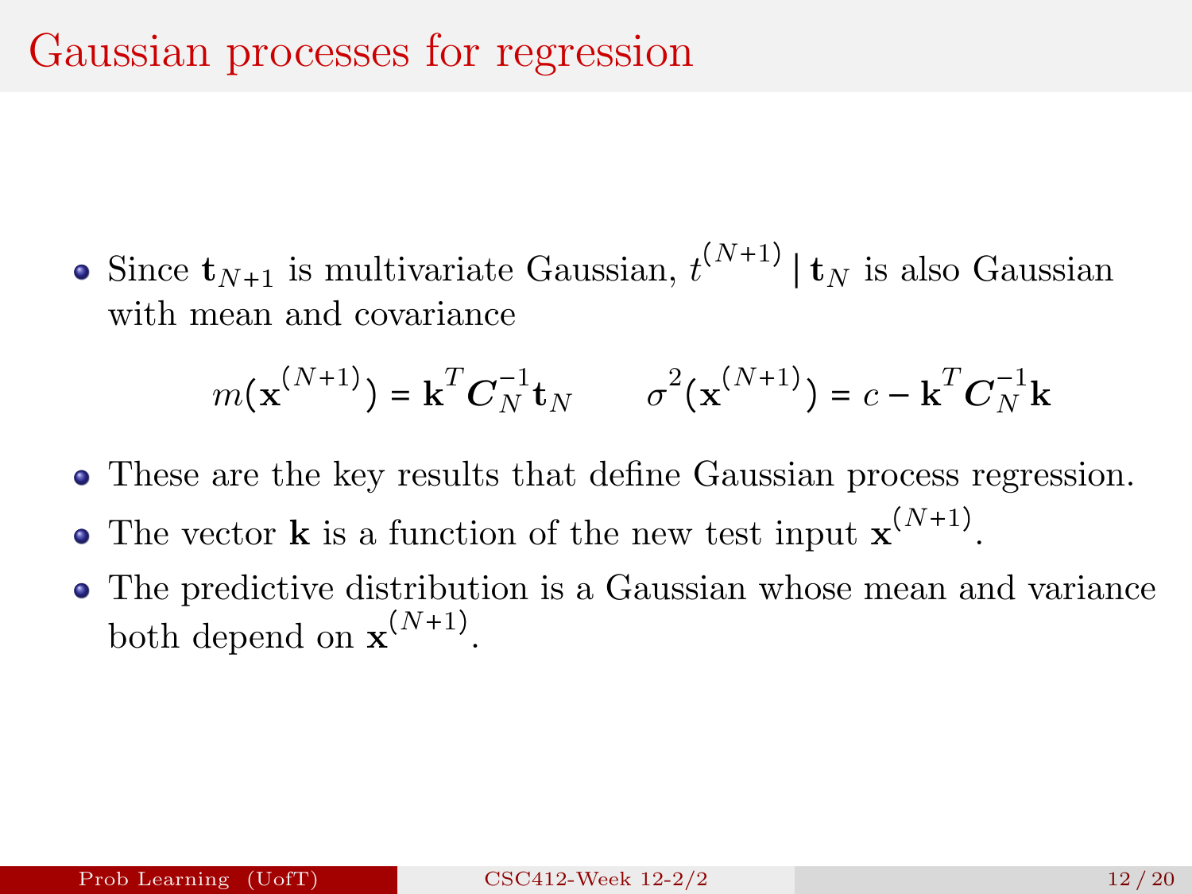# Gaussian processes for regression

- Since $\mathbf{t}_{N+1}$ is multivariate Gaussian, $t^{(N+1)} \mid \mathbf{t}_N$ is also Gaussian with mean and covariance

$$m(\mathbf{x}^{(N+1)}) = \mathbf{k}^T \boldsymbol{C}_N^{-1} \mathbf{t}_N \qquad \sigma^2(\mathbf{x}^{(N+1)}) = c - \mathbf{k}^T \boldsymbol{C}_N^{-1} \mathbf{k}$$

- These are the key results that define Gaussian process regression.
- The vector $\mathbf{k}$ is a function of the new test input $\mathbf{x}^{(N+1)}$.
- The predictive distribution is a Gaussian whose mean and variance both depend on $\mathbf{x}^{(N+1)}$.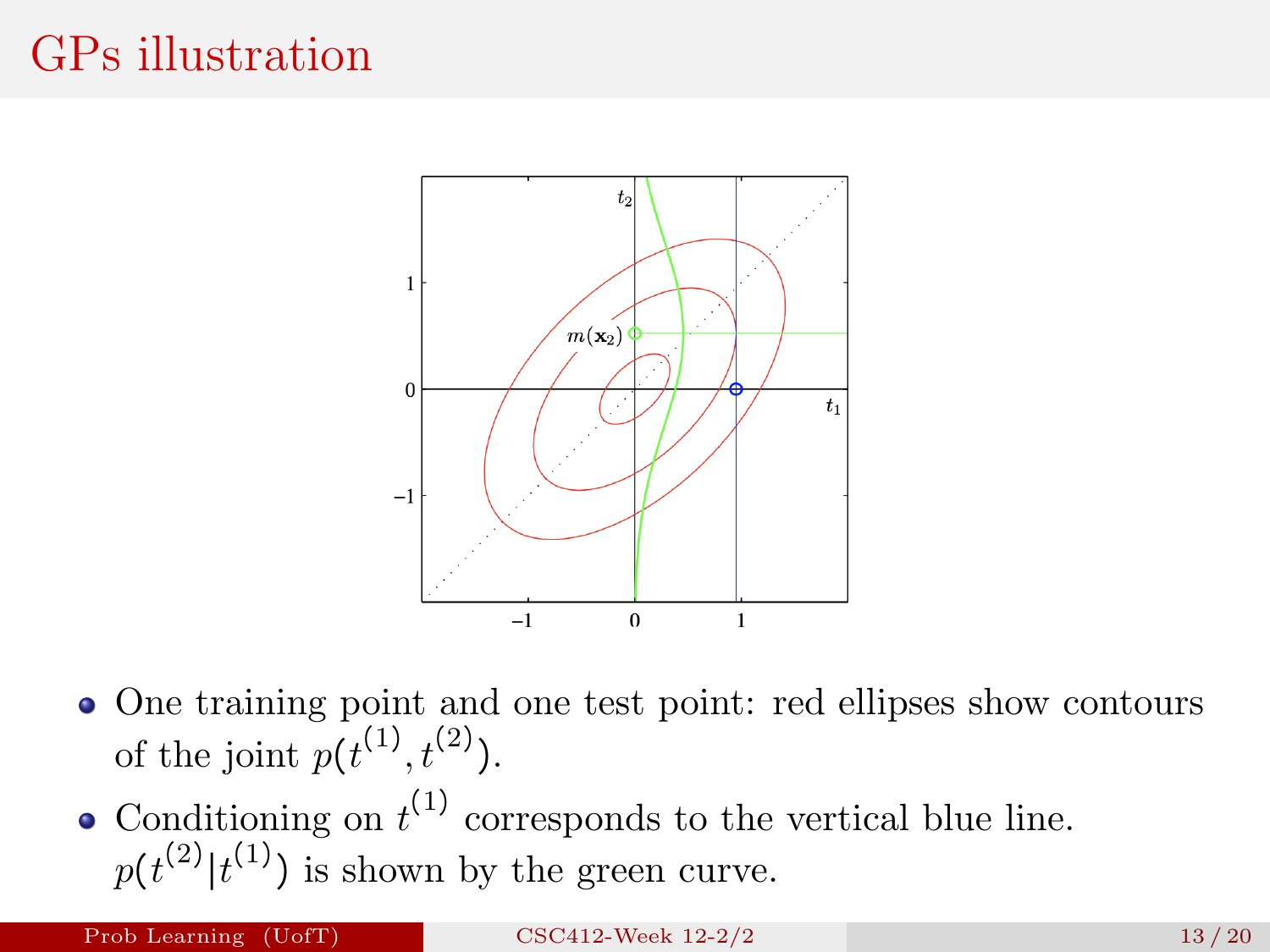# GPs illustration

- One training point and one test point: red ellipses show contours of the joint $p(t^{(1)}, t^{(2)})$.
- Conditioning on $t^{(1)}$ corresponds to the vertical blue line. $p(t^{(2)}|t^{(1)})$ is shown by the green curve.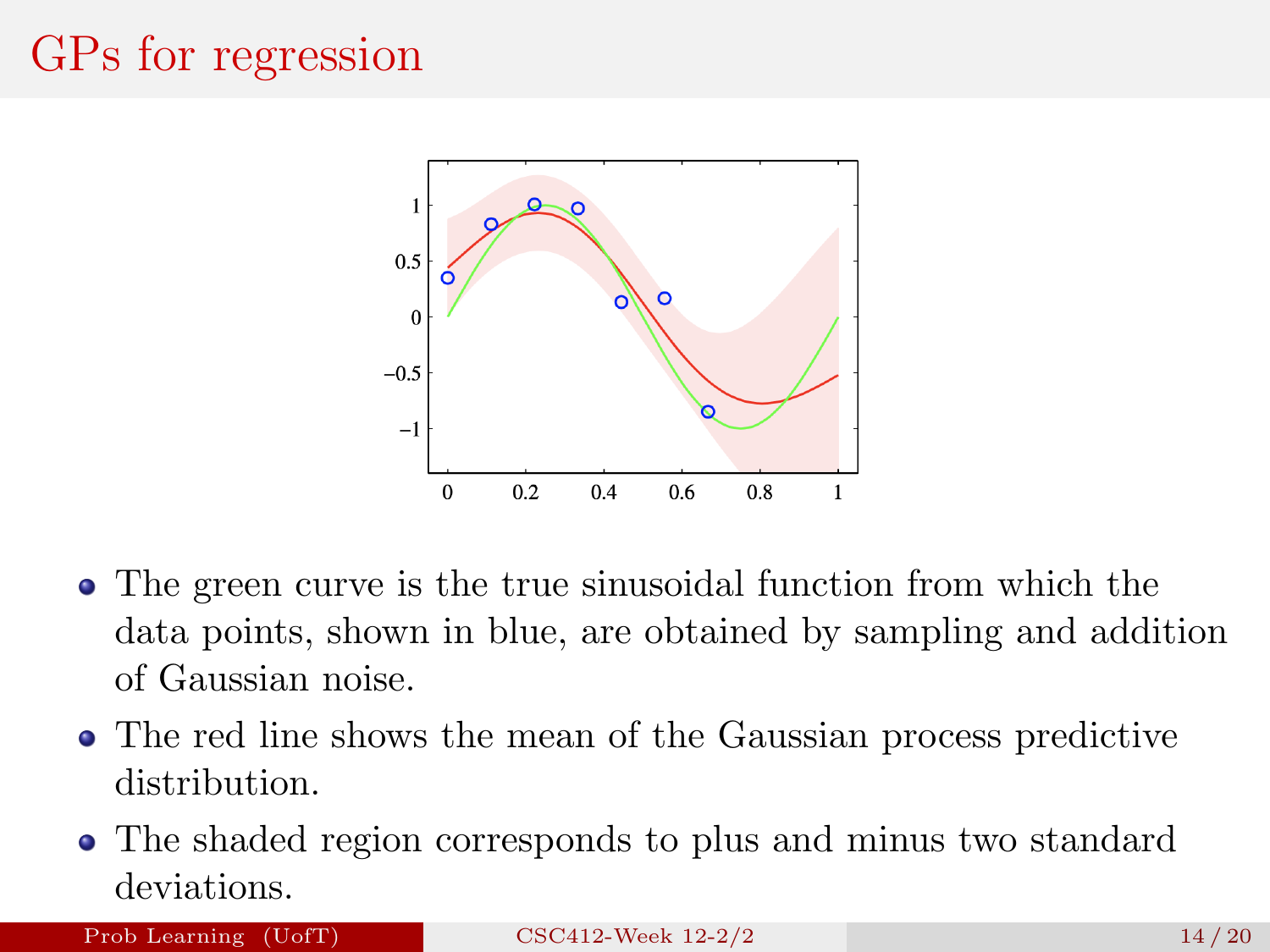# GPs for regression

- The green curve is the true sinusoidal function from which the data points, shown in blue, are obtained by sampling and addition of Gaussian noise.
- The red line shows the mean of the Gaussian process predictive distribution.
- The shaded region corresponds to plus and minus two standard deviations.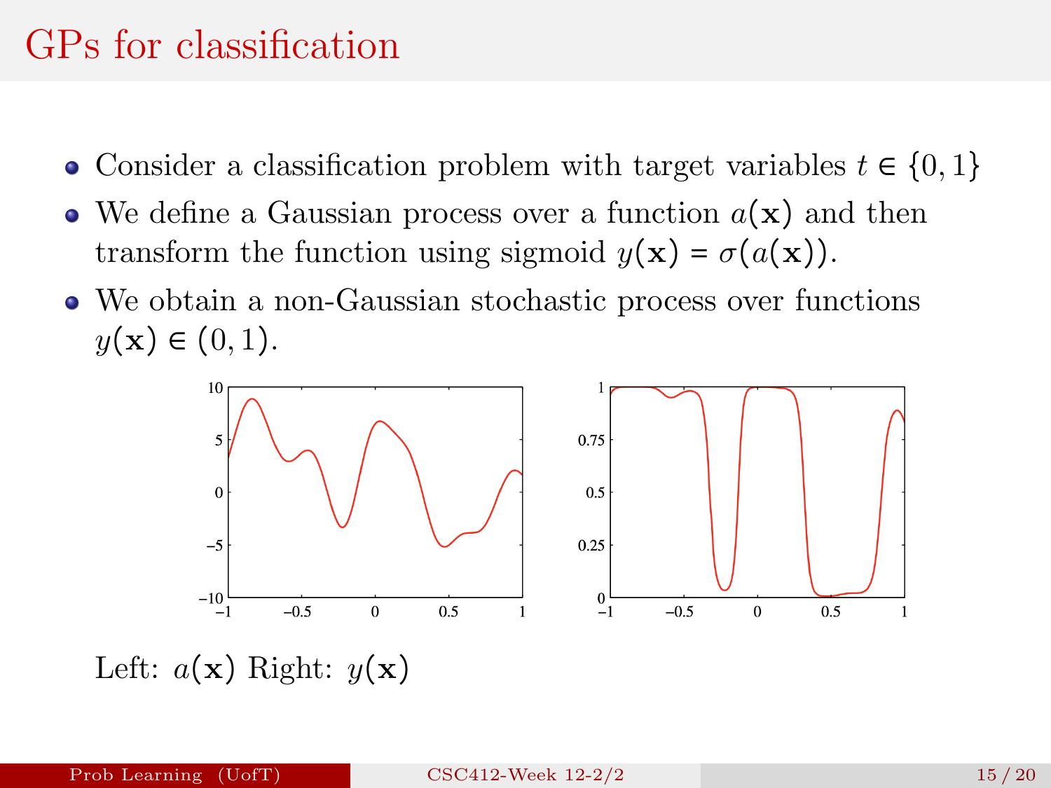# GPs for classification

- Consider a classification problem with target variables $t \in \{0, 1\}$
- We define a Gaussian process over a function $a(\mathbf{x})$ and then transform the function using sigmoid $y(\mathbf{x}) = \sigma(a(\mathbf{x}))$.
- We obtain a non-Gaussian stochastic process over functions $y(\mathbf{x}) \in (0, 1)$.

Left: $a(\mathbf{x})$ Right: $y(\mathbf{x})$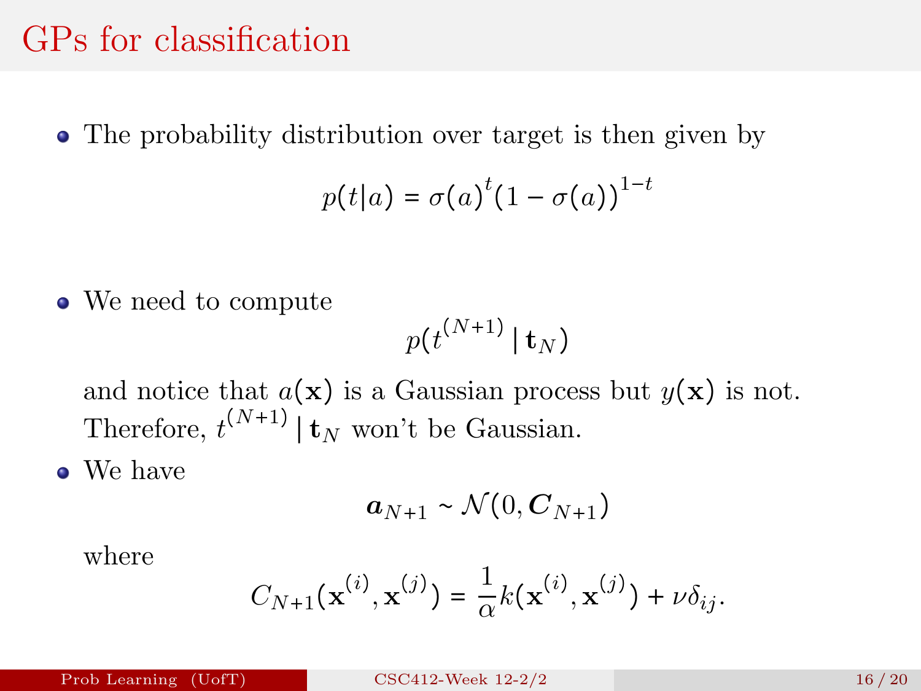# GPs for classification

- The probability distribution over target is then given by

$$p(t|a) = \sigma(a)^t (1 - \sigma(a))^{1-t}$$

- We need to compute

$$p(t^{(N+1)} \mid \mathbf{t}_N)$$

  and notice that $a(\mathbf{x})$ is a Gaussian process but $y(\mathbf{x})$ is not. Therefore, $t^{(N+1)} \mid \mathbf{t}_N$ won't be Gaussian.

- We have

$$\boldsymbol{a}_{N+1} \sim \mathcal{N}(0, \boldsymbol{C}_{N+1})$$

  where

$$C_{N+1}(\mathbf{x}^{(i)}, \mathbf{x}^{(j)}) = \frac{1}{\alpha} k(\mathbf{x}^{(i)}, \mathbf{x}^{(j)}) + \nu \delta_{ij}.$$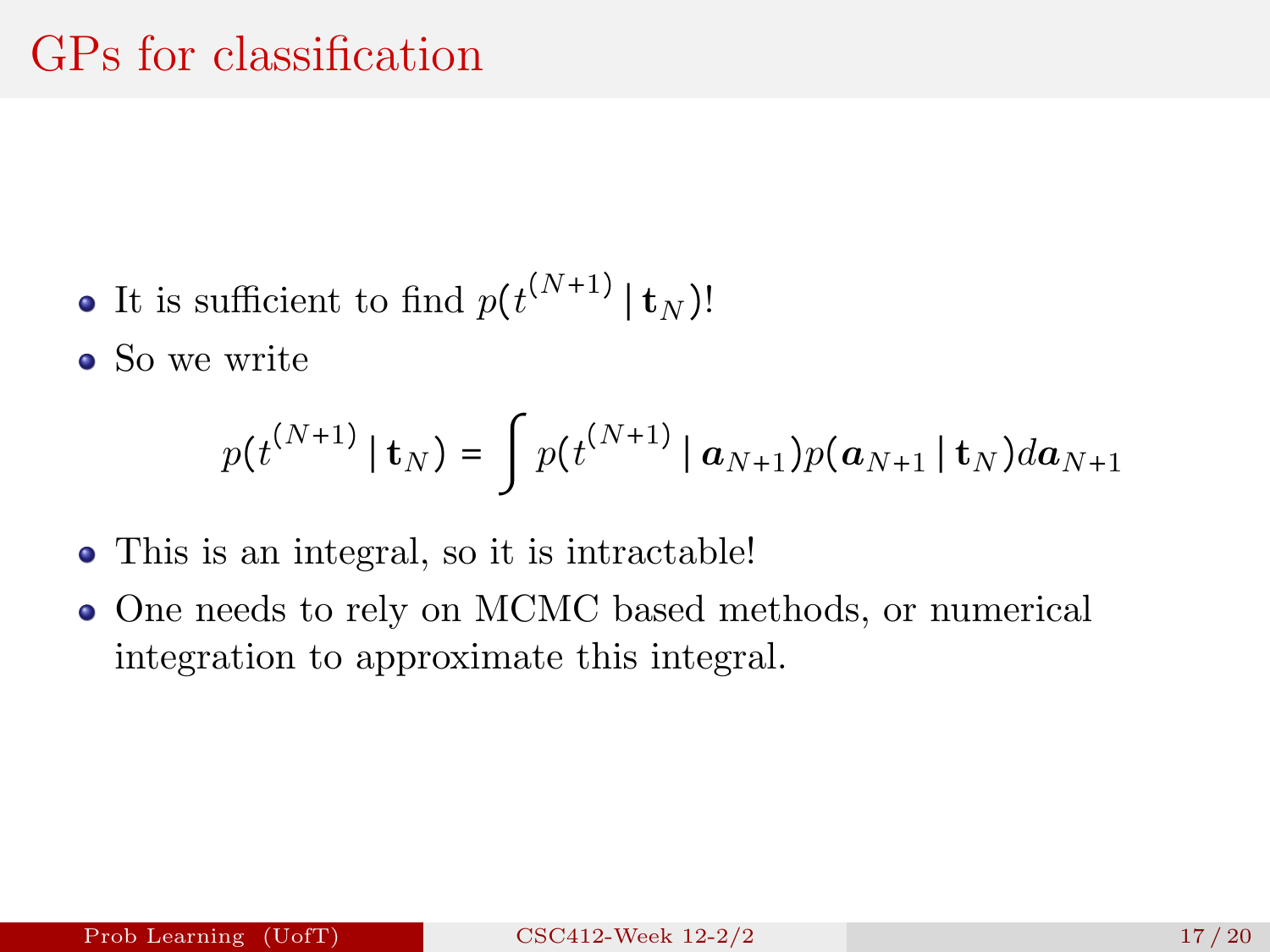# GPs for classification

- It is sufficient to find $p(t^{(N+1)} \mid \mathbf{t}_N)$!
- So we write

$$p(t^{(N+1)} \mid \mathbf{t}_N) = \int p(t^{(N+1)} \mid \boldsymbol{a}_{N+1}) p(\boldsymbol{a}_{N+1} \mid \mathbf{t}_N) d\boldsymbol{a}_{N+1}$$

- This is an integral, so it is intractable!
- One needs to rely on MCMC based methods, or numerical integration to approximate this integral.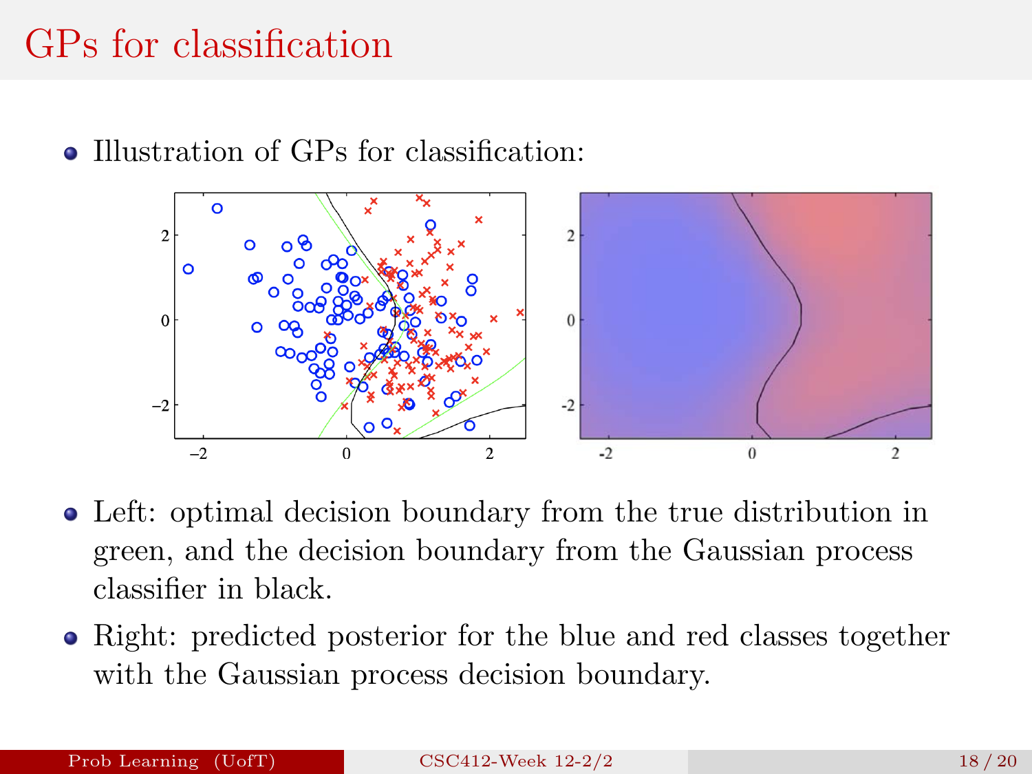# GPs for classification

- Illustration of GPs for classification:

- Left: optimal decision boundary from the true distribution in green, and the decision boundary from the Gaussian process classifier in black.
- Right: predicted posterior for the blue and red classes together with the Gaussian process decision boundary.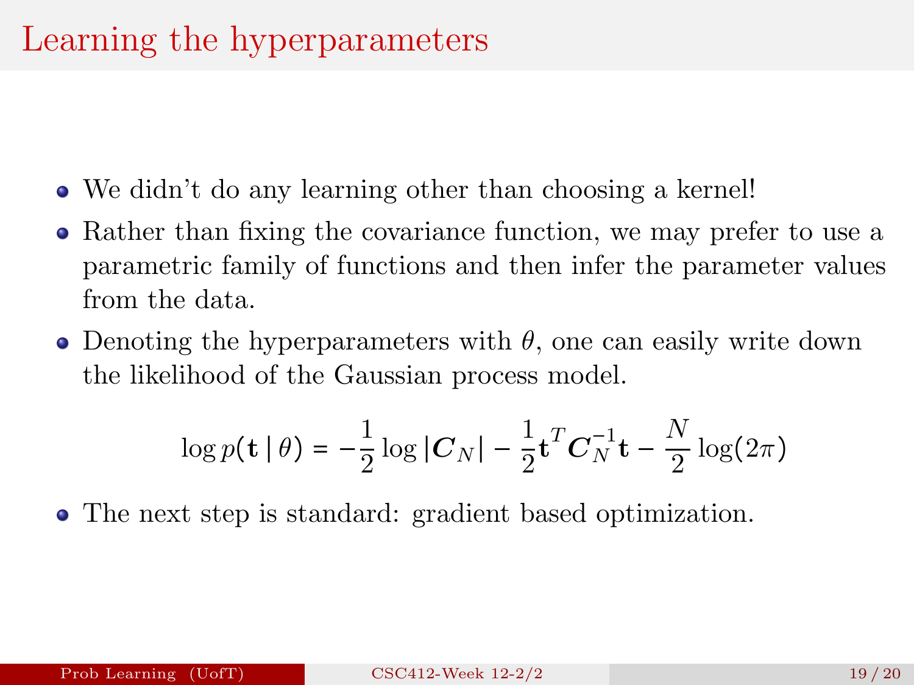# Learning the hyperparameters

- We didn't do any learning other than choosing a kernel!
- Rather than fixing the covariance function, we may prefer to use a parametric family of functions and then infer the parameter values from the data.
- Denoting the hyperparameters with $\theta$, one can easily write down the likelihood of the Gaussian process model.

$$\log p(\mathbf{t} \mid \theta) = -\frac{1}{2} \log |\boldsymbol{C}_N| - \frac{1}{2} \mathbf{t}^T \boldsymbol{C}_N^{-1} \mathbf{t} - \frac{N}{2} \log(2\pi)$$

- The next step is standard: gradient based optimization.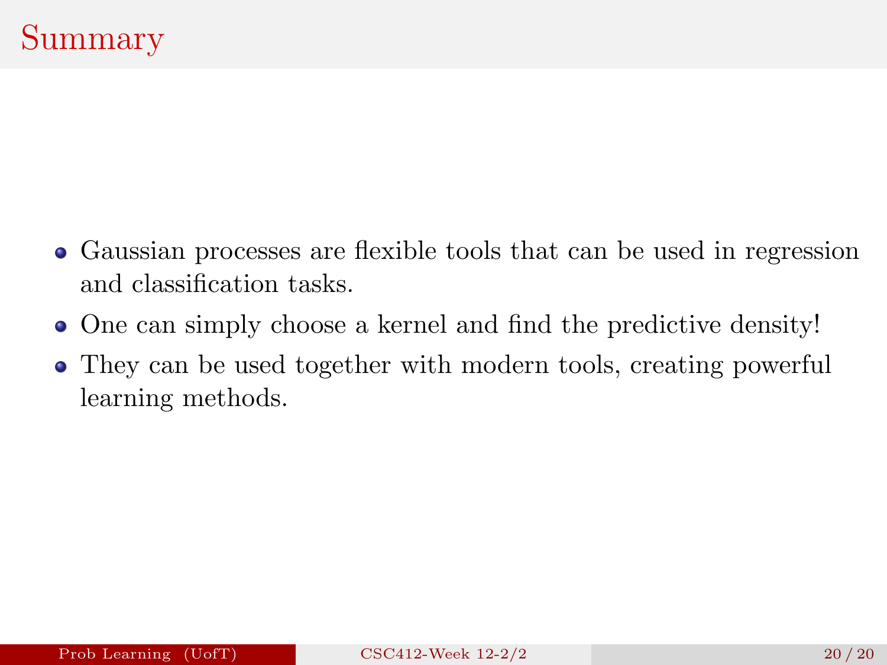# Summary

- Gaussian processes are flexible tools that can be used in regression and classification tasks.
- One can simply choose a kernel and find the predictive density!
- They can be used together with modern tools, creating powerful learning methods.